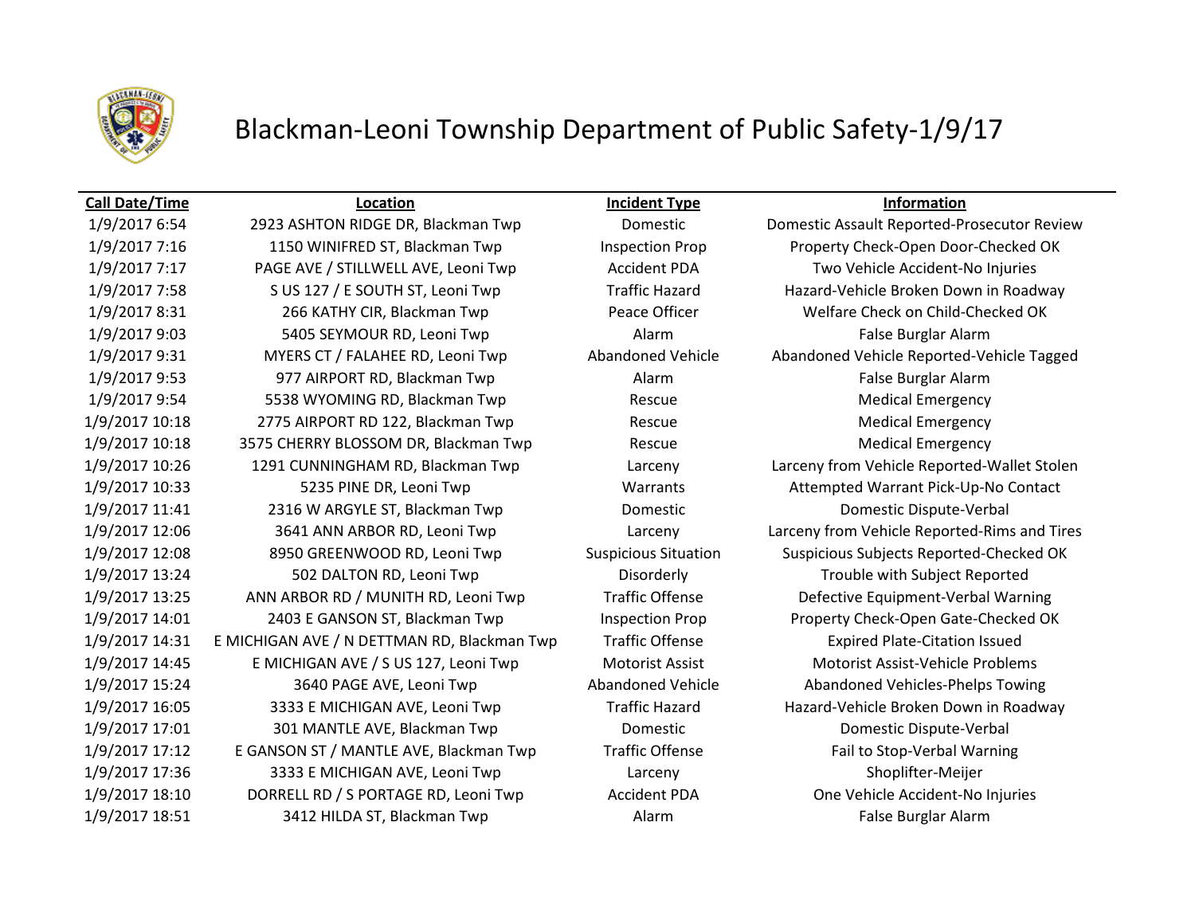# Blackman-Leoni Township Department of Public Safety-1/9/17

| Call Date/Time | Location | Incident Type | Information |
|---|---|---|---|
| 1/9/2017 6:54 | 2923 ASHTON RIDGE DR, Blackman Twp | Domestic | Domestic Assault Reported-Prosecutor Review |
| 1/9/2017 7:16 | 1150 WINIFRED ST, Blackman Twp | Inspection Prop | Property Check-Open Door-Checked OK |
| 1/9/2017 7:17 | PAGE AVE / STILLWELL AVE, Leoni Twp | Accident PDA | Two Vehicle Accident-No Injuries |
| 1/9/2017 7:58 | S US 127 / E SOUTH ST, Leoni Twp | Traffic Hazard | Hazard-Vehicle Broken Down in Roadway |
| 1/9/2017 8:31 | 266 KATHY CIR, Blackman Twp | Peace Officer | Welfare Check on Child-Checked OK |
| 1/9/2017 9:03 | 5405 SEYMOUR RD, Leoni Twp | Alarm | False Burglar Alarm |
| 1/9/2017 9:31 | MYERS CT / FALAHEE RD, Leoni Twp | Abandoned Vehicle | Abandoned Vehicle Reported-Vehicle Tagged |
| 1/9/2017 9:53 | 977 AIRPORT RD, Blackman Twp | Alarm | False Burglar Alarm |
| 1/9/2017 9:54 | 5538 WYOMING RD, Blackman Twp | Rescue | Medical Emergency |
| 1/9/2017 10:18 | 2775 AIRPORT RD 122, Blackman Twp | Rescue | Medical Emergency |
| 1/9/2017 10:18 | 3575 CHERRY BLOSSOM DR, Blackman Twp | Rescue | Medical Emergency |
| 1/9/2017 10:26 | 1291 CUNNINGHAM RD, Blackman Twp | Larceny | Larceny from Vehicle Reported-Wallet Stolen |
| 1/9/2017 10:33 | 5235 PINE DR, Leoni Twp | Warrants | Attempted Warrant Pick-Up-No Contact |
| 1/9/2017 11:41 | 2316 W ARGYLE ST, Blackman Twp | Domestic | Domestic Dispute-Verbal |
| 1/9/2017 12:06 | 3641 ANN ARBOR RD, Leoni Twp | Larceny | Larceny from Vehicle Reported-Rims and Tires |
| 1/9/2017 12:08 | 8950 GREENWOOD RD, Leoni Twp | Suspicious Situation | Suspicious Subjects Reported-Checked OK |
| 1/9/2017 13:24 | 502 DALTON RD, Leoni Twp | Disorderly | Trouble with Subject Reported |
| 1/9/2017 13:25 | ANN ARBOR RD / MUNITH RD, Leoni Twp | Traffic Offense | Defective Equipment-Verbal Warning |
| 1/9/2017 14:01 | 2403 E GANSON ST, Blackman Twp | Inspection Prop | Property Check-Open Gate-Checked OK |
| 1/9/2017 14:31 | E MICHIGAN AVE / N DETTMAN RD, Blackman Twp | Traffic Offense | Expired Plate-Citation Issued |
| 1/9/2017 14:45 | E MICHIGAN AVE / S US 127, Leoni Twp | Motorist Assist | Motorist Assist-Vehicle Problems |
| 1/9/2017 15:24 | 3640 PAGE AVE, Leoni Twp | Abandoned Vehicle | Abandoned Vehicles-Phelps Towing |
| 1/9/2017 16:05 | 3333 E MICHIGAN AVE, Leoni Twp | Traffic Hazard | Hazard-Vehicle Broken Down in Roadway |
| 1/9/2017 17:01 | 301 MANTLE AVE, Blackman Twp | Domestic | Domestic Dispute-Verbal |
| 1/9/2017 17:12 | E GANSON ST / MANTLE AVE, Blackman Twp | Traffic Offense | Fail to Stop-Verbal Warning |
| 1/9/2017 17:36 | 3333 E MICHIGAN AVE, Leoni Twp | Larceny | Shoplifter-Meijer |
| 1/9/2017 18:10 | DORRELL RD / S PORTAGE RD, Leoni Twp | Accident PDA | One Vehicle Accident-No Injuries |
| 1/9/2017 18:51 | 3412 HILDA ST, Blackman Twp | Alarm | False Burglar Alarm |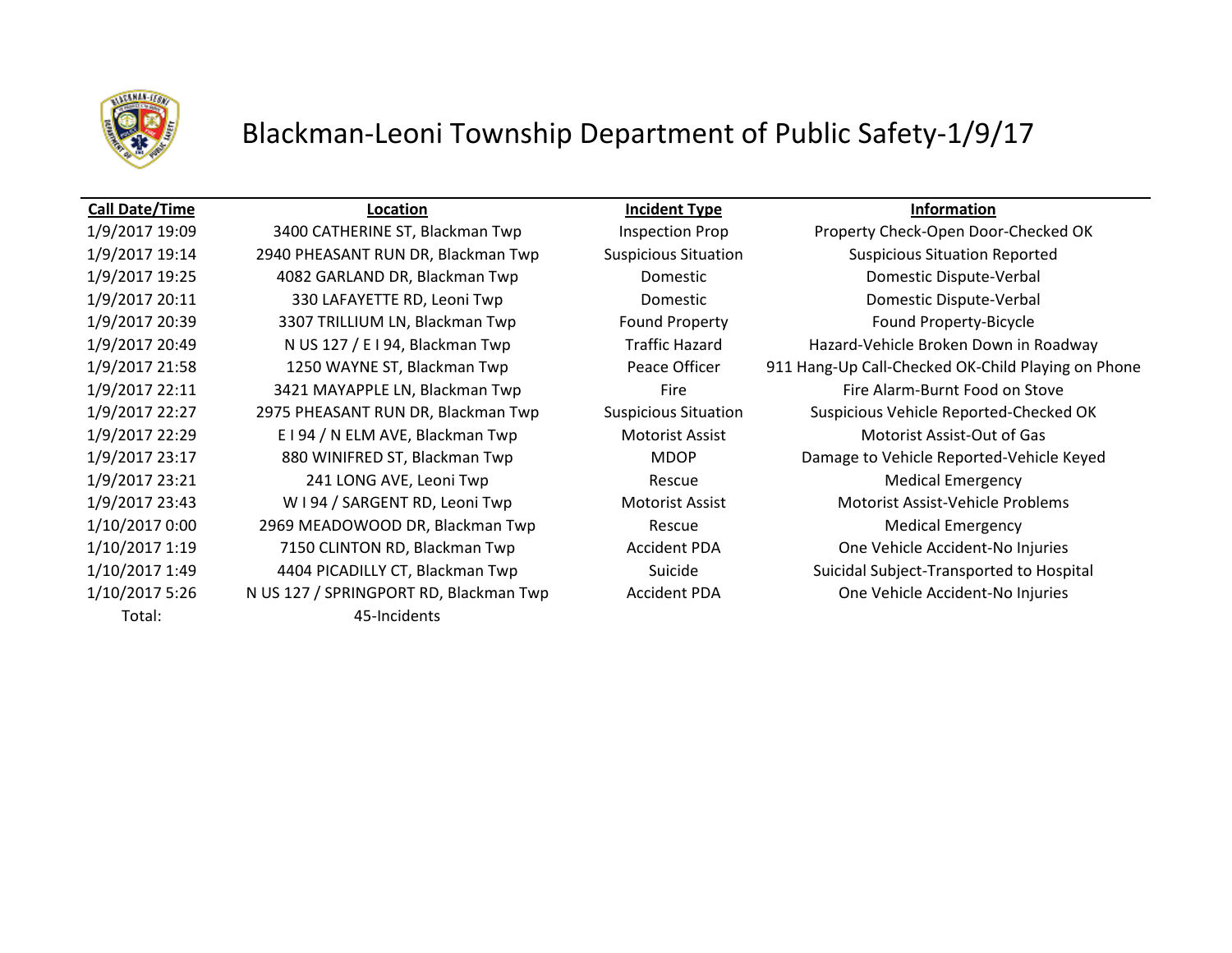# Blackman-Leoni Township Department of Public Safety-1/9/17

| Call Date/Time | Location | Incident Type | Information |
|---|---|---|---|
| 1/9/2017 19:09 | 3400 CATHERINE ST, Blackman Twp | Inspection Prop | Property Check-Open Door-Checked OK |
| 1/9/2017 19:14 | 2940 PHEASANT RUN DR, Blackman Twp | Suspicious Situation | Suspicious Situation Reported |
| 1/9/2017 19:25 | 4082 GARLAND DR, Blackman Twp | Domestic | Domestic Dispute-Verbal |
| 1/9/2017 20:11 | 330 LAFAYETTE RD, Leoni Twp | Domestic | Domestic Dispute-Verbal |
| 1/9/2017 20:39 | 3307 TRILLIUM LN, Blackman Twp | Found Property | Found Property-Bicycle |
| 1/9/2017 20:49 | N US 127 / E I 94, Blackman Twp | Traffic Hazard | Hazard-Vehicle Broken Down in Roadway |
| 1/9/2017 21:58 | 1250 WAYNE ST, Blackman Twp | Peace Officer | 911 Hang-Up Call-Checked OK-Child Playing on Phone |
| 1/9/2017 22:11 | 3421 MAYAPPLE LN, Blackman Twp | Fire | Fire Alarm-Burnt Food on Stove |
| 1/9/2017 22:27 | 2975 PHEASANT RUN DR, Blackman Twp | Suspicious Situation | Suspicious Vehicle Reported-Checked OK |
| 1/9/2017 22:29 | E I 94 / N ELM AVE, Blackman Twp | Motorist Assist | Motorist Assist-Out of Gas |
| 1/9/2017 23:17 | 880 WINIFRED ST, Blackman Twp | MDOP | Damage to Vehicle Reported-Vehicle Keyed |
| 1/9/2017 23:21 | 241 LONG AVE, Leoni Twp | Rescue | Medical Emergency |
| 1/9/2017 23:43 | W I 94 / SARGENT RD, Leoni Twp | Motorist Assist | Motorist Assist-Vehicle Problems |
| 1/10/2017 0:00 | 2969 MEADOWOOD DR, Blackman Twp | Rescue | Medical Emergency |
| 1/10/2017 1:19 | 7150 CLINTON RD, Blackman Twp | Accident PDA | One Vehicle Accident-No Injuries |
| 1/10/2017 1:49 | 4404 PICADILLY CT, Blackman Twp | Suicide | Suicidal Subject-Transported to Hospital |
| 1/10/2017 5:26 | N US 127 / SPRINGPORT RD, Blackman Twp | Accident PDA | One Vehicle Accident-No Injuries |
| Total: | 45-Incidents | | |